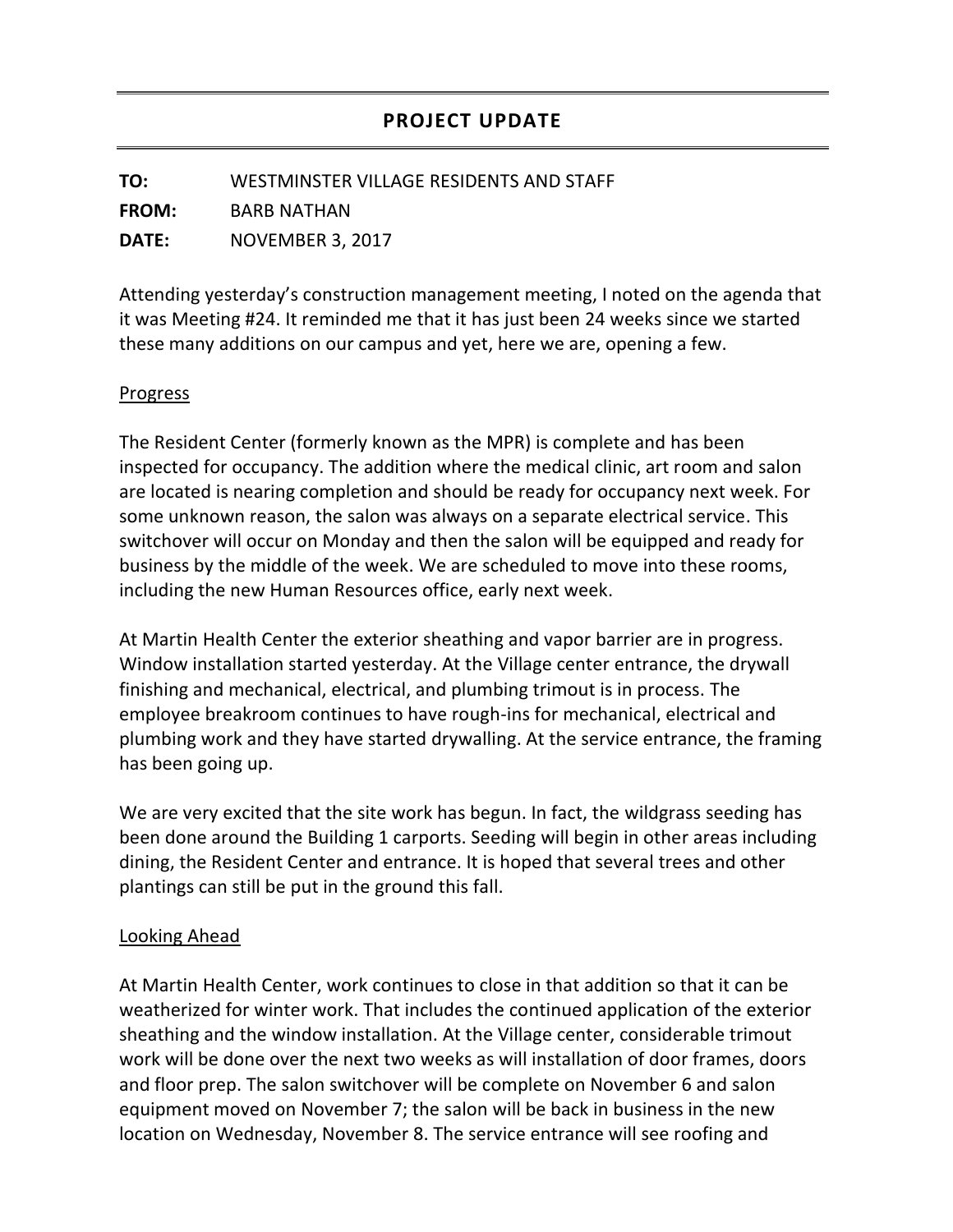## PROJECT UPDATE

**TO:** WESTMINSTER VILLAGE RESIDENTS AND STAFF

**FROM:** BARB NATHAN

**DATE:** NOVEMBER 3, 2017

Attending yesterday's construction management meeting, I noted on the agenda that it was Meeting #24. It reminded me that it has just been 24 weeks since we started these many additions on our campus and yet, here we are, opening a few.

### Progress

The Resident Center (formerly known as the MPR) is complete and has been inspected for occupancy. The addition where the medical clinic, art room and salon are located is nearing completion and should be ready for occupancy next week. For some unknown reason, the salon was always on a separate electrical service. This switchover will occur on Monday and then the salon will be equipped and ready for business by the middle of the week. We are scheduled to move into these rooms, including the new Human Resources office, early next week.

At Martin Health Center the exterior sheathing and vapor barrier are in progress. Window installation started yesterday. At the Village center entrance, the drywall finishing and mechanical, electrical, and plumbing trimout is in process. The employee breakroom continues to have rough-ins for mechanical, electrical and plumbing work and they have started drywalling. At the service entrance, the framing has been going up.

We are very excited that the site work has begun. In fact, the wildgrass seeding has been done around the Building 1 carports. Seeding will begin in other areas including dining, the Resident Center and entrance. It is hoped that several trees and other plantings can still be put in the ground this fall.

### Looking Ahead

At Martin Health Center, work continues to close in that addition so that it can be weatherized for winter work. That includes the continued application of the exterior sheathing and the window installation. At the Village center, considerable trimout work will be done over the next two weeks as will installation of door frames, doors and floor prep. The salon switchover will be complete on November 6 and salon equipment moved on November 7; the salon will be back in business in the new location on Wednesday, November 8. The service entrance will see roofing and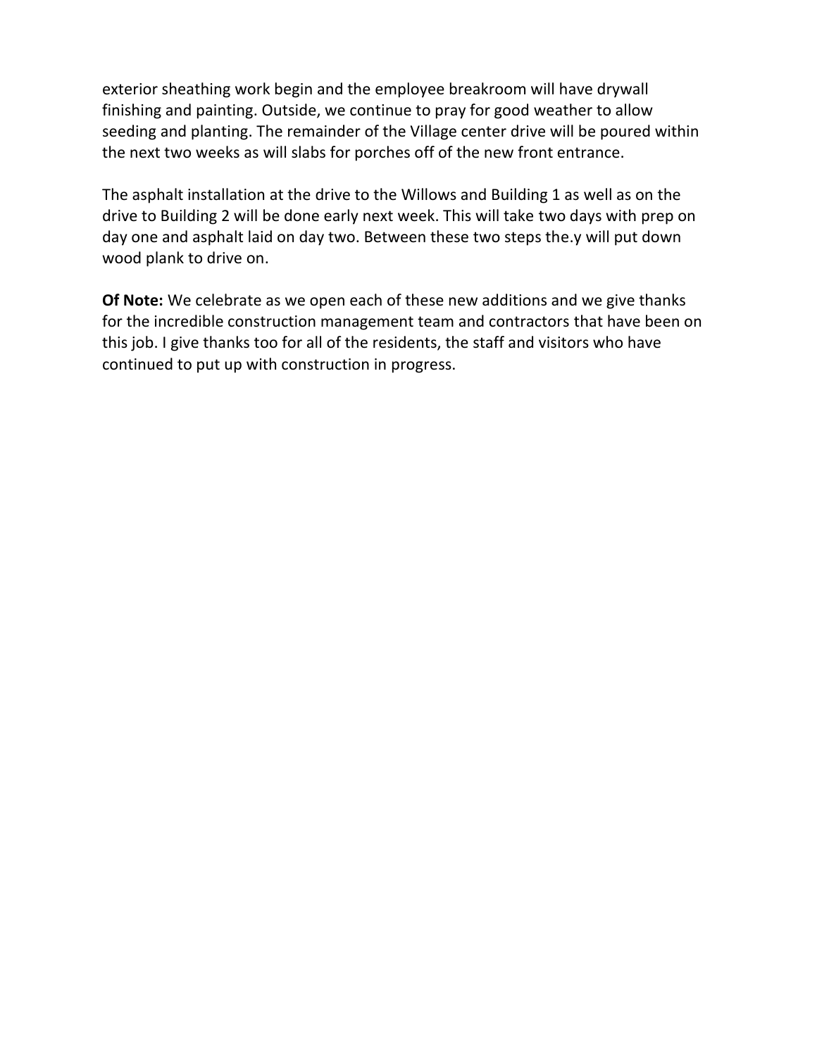exterior sheathing work begin and the employee breakroom will have drywall finishing and painting. Outside, we continue to pray for good weather to allow seeding and planting. The remainder of the Village center drive will be poured within the next two weeks as will slabs for porches off of the new front entrance.

The asphalt installation at the drive to the Willows and Building 1 as well as on the drive to Building 2 will be done early next week. This will take two days with prep on day one and asphalt laid on day two. Between these two steps the.y will put down wood plank to drive on.

**Of Note:** We celebrate as we open each of these new additions and we give thanks for the incredible construction management team and contractors that have been on this job. I give thanks too for all of the residents, the staff and visitors who have continued to put up with construction in progress.